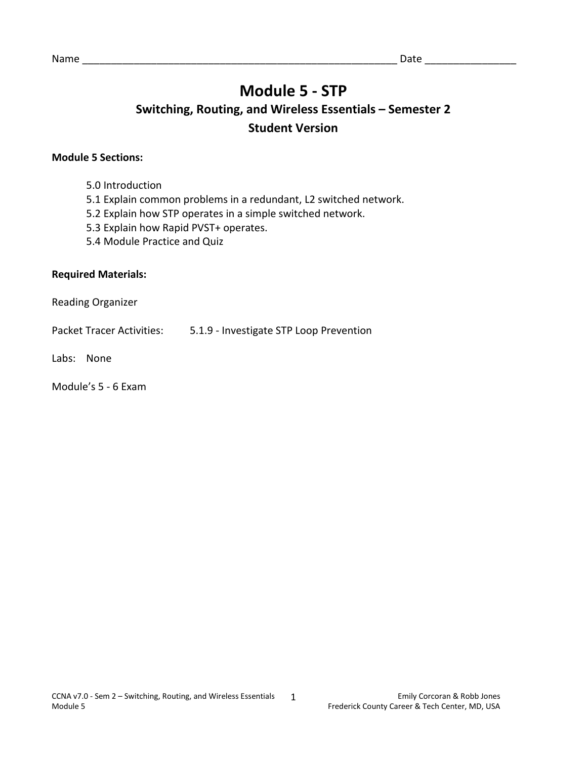Name ________________________________________________________ Date _______________

# Module 5 - STP

## Switching, Routing, and Wireless Essentials – Semester 2

## Student Version

**Module 5 Sections:**

- 5.0 Introduction
- 5.1 Explain common problems in a redundant, L2 switched network.
- 5.2 Explain how STP operates in a simple switched network.
- 5.3 Explain how Rapid PVST+ operates.
- 5.4 Module Practice and Quiz

**Required Materials:**

Reading Organizer

Packet Tracer Activities: 5.1.9 - Investigate STP Loop Prevention

Labs: None

Module's 5 - 6 Exam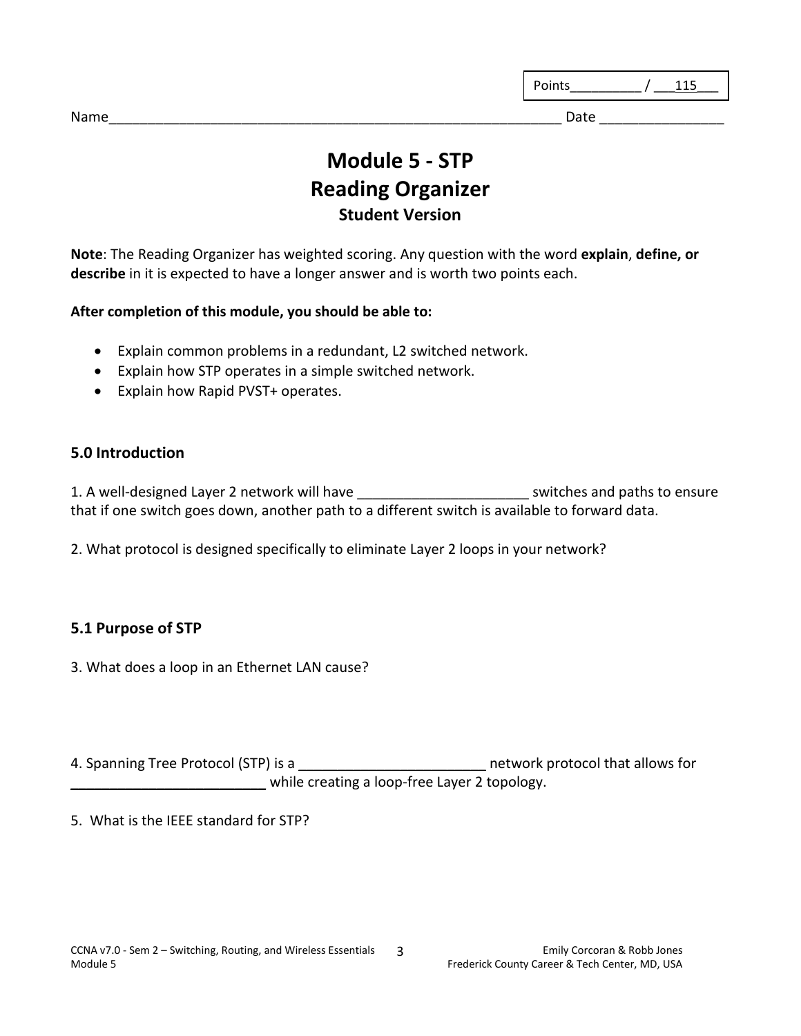Points__________ / ___115___

Name____________________________________________________________ Date ________________

# Module 5 - STP
# Reading Organizer
### Student Version

**Note**: The Reading Organizer has weighted scoring. Any question with the word **explain**, **define, or describe** in it is expected to have a longer answer and is worth two points each.

**After completion of this module, you should be able to:**

- Explain common problems in a redundant, L2 switched network.
- Explain how STP operates in a simple switched network.
- Explain how Rapid PVST+ operates.

## 5.0 Introduction

1. A well-designed Layer 2 network will have ______________________ switches and paths to ensure that if one switch goes down, another path to a different switch is available to forward data.

2. What protocol is designed specifically to eliminate Layer 2 loops in your network?

## 5.1 Purpose of STP

3. What does a loop in an Ethernet LAN cause?

4. Spanning Tree Protocol (STP) is a ________________________ network protocol that allows for **__________________________** while creating a loop-free Layer 2 topology.

5. What is the IEEE standard for STP?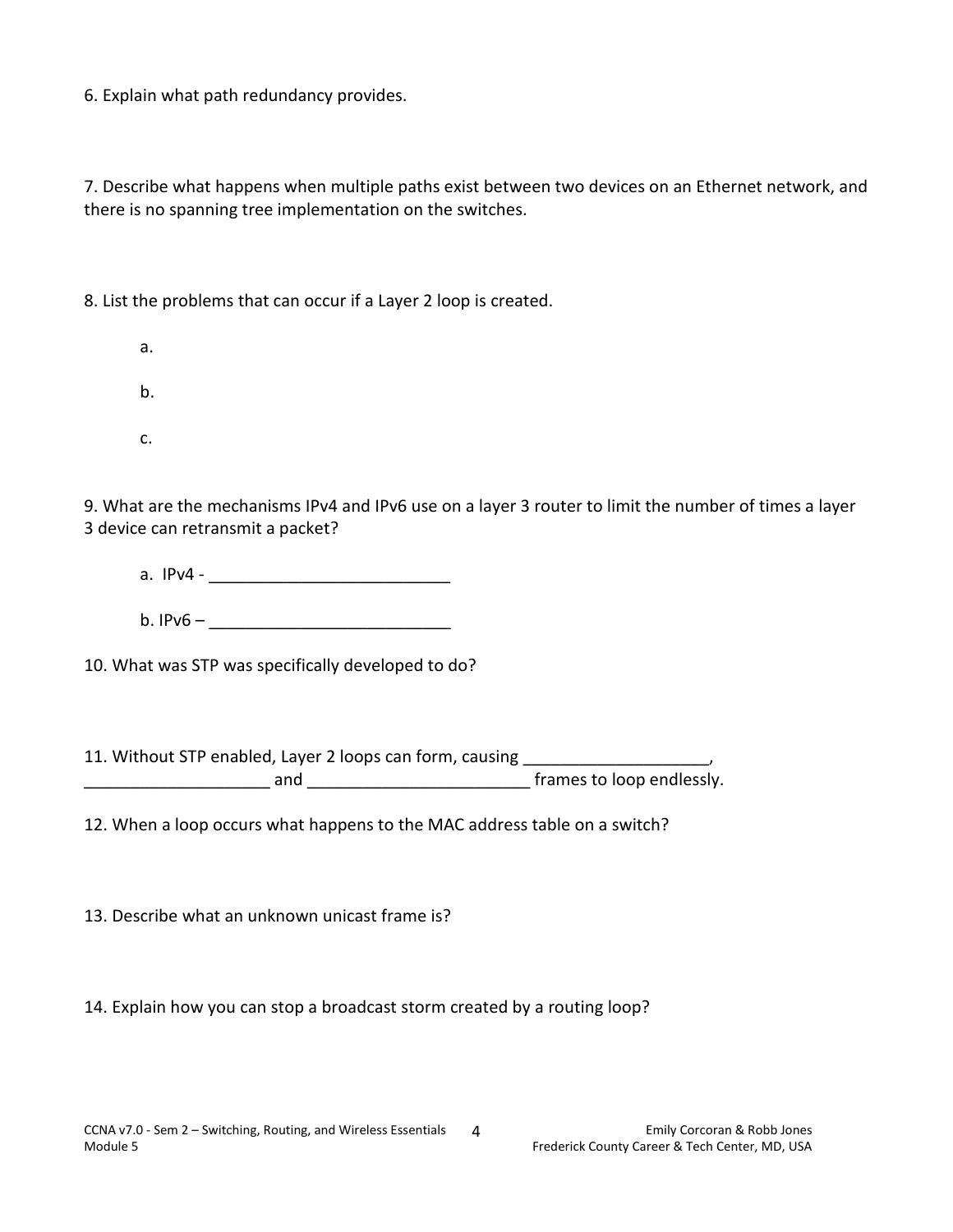6. Explain what path redundancy provides.

7. Describe what happens when multiple paths exist between two devices on an Ethernet network, and there is no spanning tree implementation on the switches.

8. List the problems that can occur if a Layer 2 loop is created.

a.

b.

c.

9. What are the mechanisms IPv4 and IPv6 use on a layer 3 router to limit the number of times a layer 3 device can retransmit a packet?

a. IPv4 - ___________________________

b. IPv6 – ___________________________

10. What was STP was specifically developed to do?

11. Without STP enabled, Layer 2 loops can form, causing ____________________, ____________________ and ________________________ frames to loop endlessly.

12. When a loop occurs what happens to the MAC address table on a switch?

13. Describe what an unknown unicast frame is?

14. Explain how you can stop a broadcast storm created by a routing loop?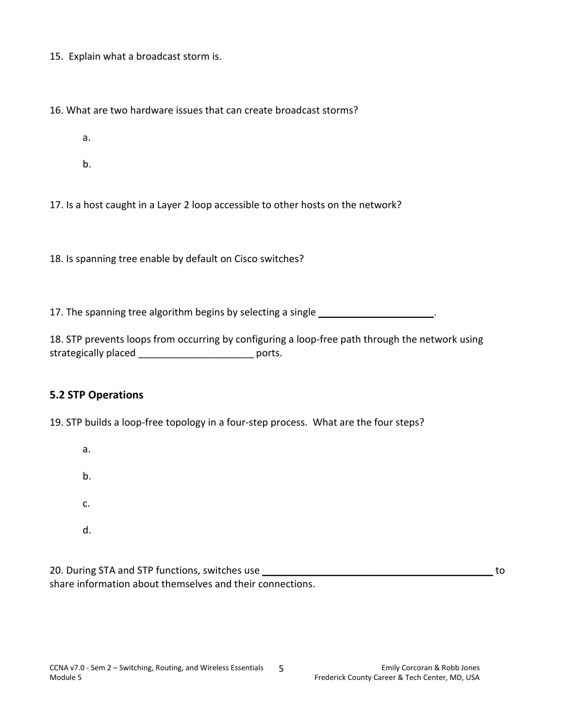15. Explain what a broadcast storm is.

16. What are two hardware issues that can create broadcast storms?

a.

b.

17. Is a host caught in a Layer 2 loop accessible to other hosts on the network?

18. Is spanning tree enable by default on Cisco switches?

17. The spanning tree algorithm begins by selecting a single ____________________.

18. STP prevents loops from occurring by configuring a loop-free path through the network using strategically placed ____________________ ports.

## 5.2 STP Operations

19. STP builds a loop-free topology in a four-step process. What are the four steps?

a.

b.

c.

d.

20. During STA and STP functions, switches use ________________________________________ to share information about themselves and their connections.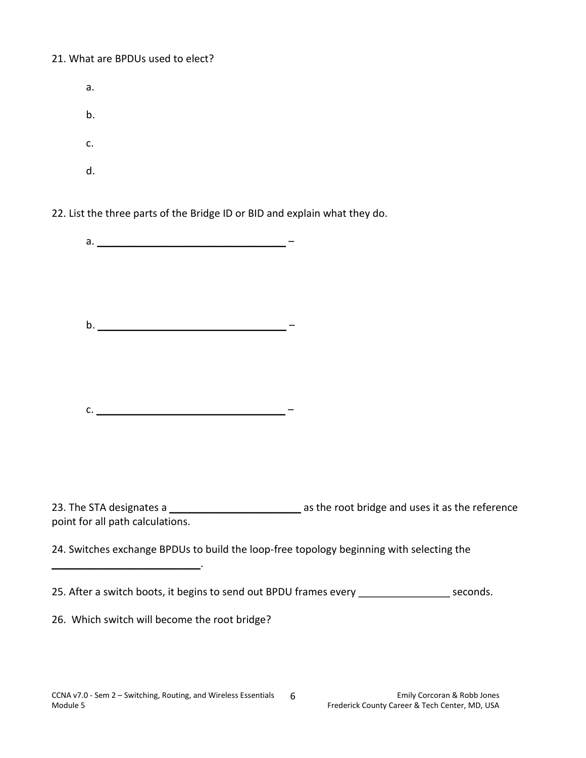21. What are BPDUs used to elect?

a.

b.

c.

d.

22. List the three parts of the Bridge ID or BID and explain what they do.

a. ________________________________ –

b. ________________________________ –

c. ________________________________ –

23. The STA designates a ______________________ as the root bridge and uses it as the reference point for all path calculations.

24. Switches exchange BPDUs to build the loop-free topology beginning with selecting the ________________________.

25. After a switch boots, it begins to send out BPDU frames every _______________ seconds.

26. Which switch will become the root bridge?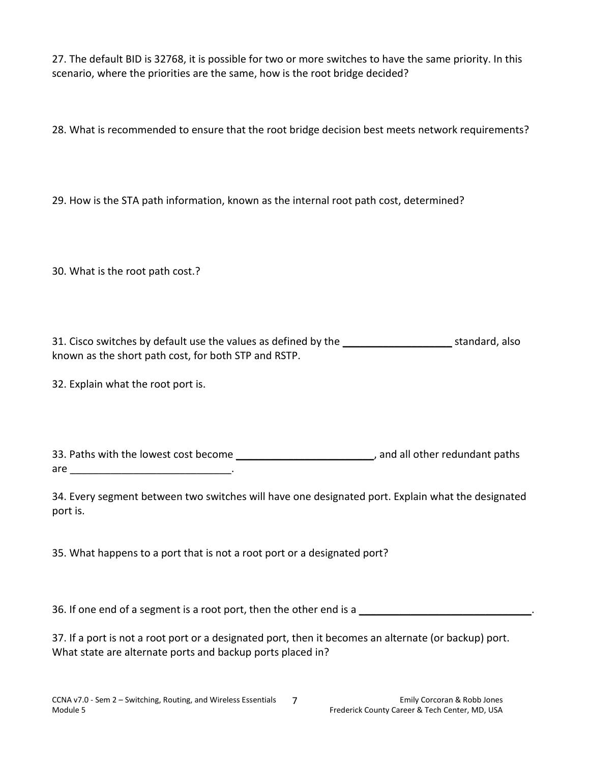27. The default BID is 32768, it is possible for two or more switches to have the same priority. In this scenario, where the priorities are the same, how is the root bridge decided?

28. What is recommended to ensure that the root bridge decision best meets network requirements?

29. How is the STA path information, known as the internal root path cost, determined?

30. What is the root path cost.?

31. Cisco switches by default use the values as defined by the ___________________ standard, also known as the short path cost, for both STP and RSTP.

32. Explain what the root port is.

33. Paths with the lowest cost become ________________________, and all other redundant paths are ____________________________.

34. Every segment between two switches will have one designated port. Explain what the designated port is.

35. What happens to a port that is not a root port or a designated port?

36. If one end of a segment is a root port, then the other end is a ______________________________.

37. If a port is not a root port or a designated port, then it becomes an alternate (or backup) port. What state are alternate ports and backup ports placed in?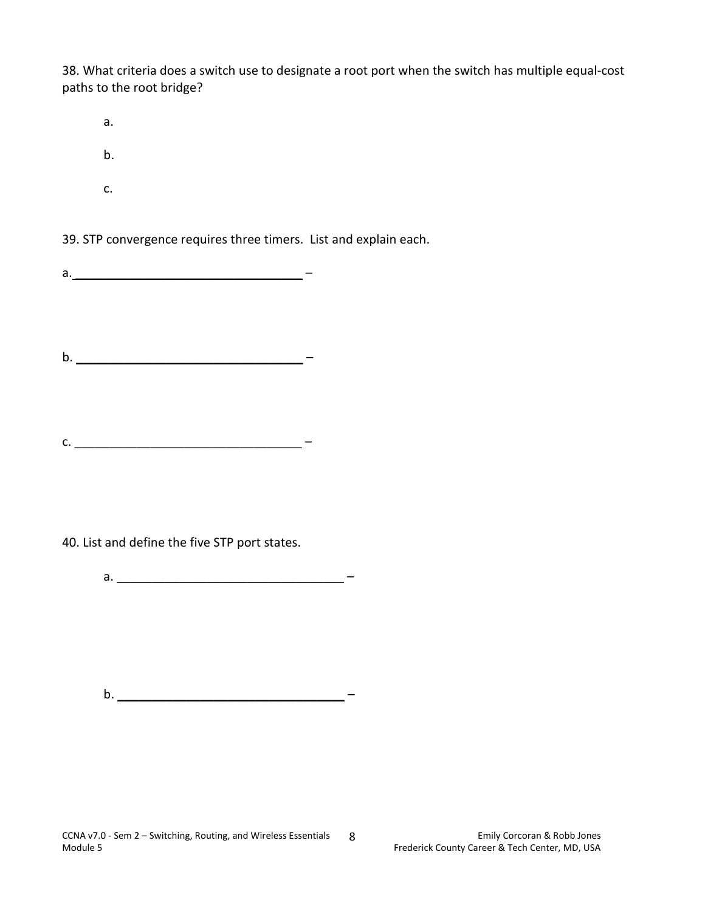38. What criteria does a switch use to designate a root port when the switch has multiple equal-cost paths to the root bridge?

a.

b.

c.

39. STP convergence requires three timers. List and explain each.

a. ________________________________ –

b. ________________________________ –

c. ________________________________ –

40. List and define the five STP port states.

a. ________________________________ –

b. ________________________________ –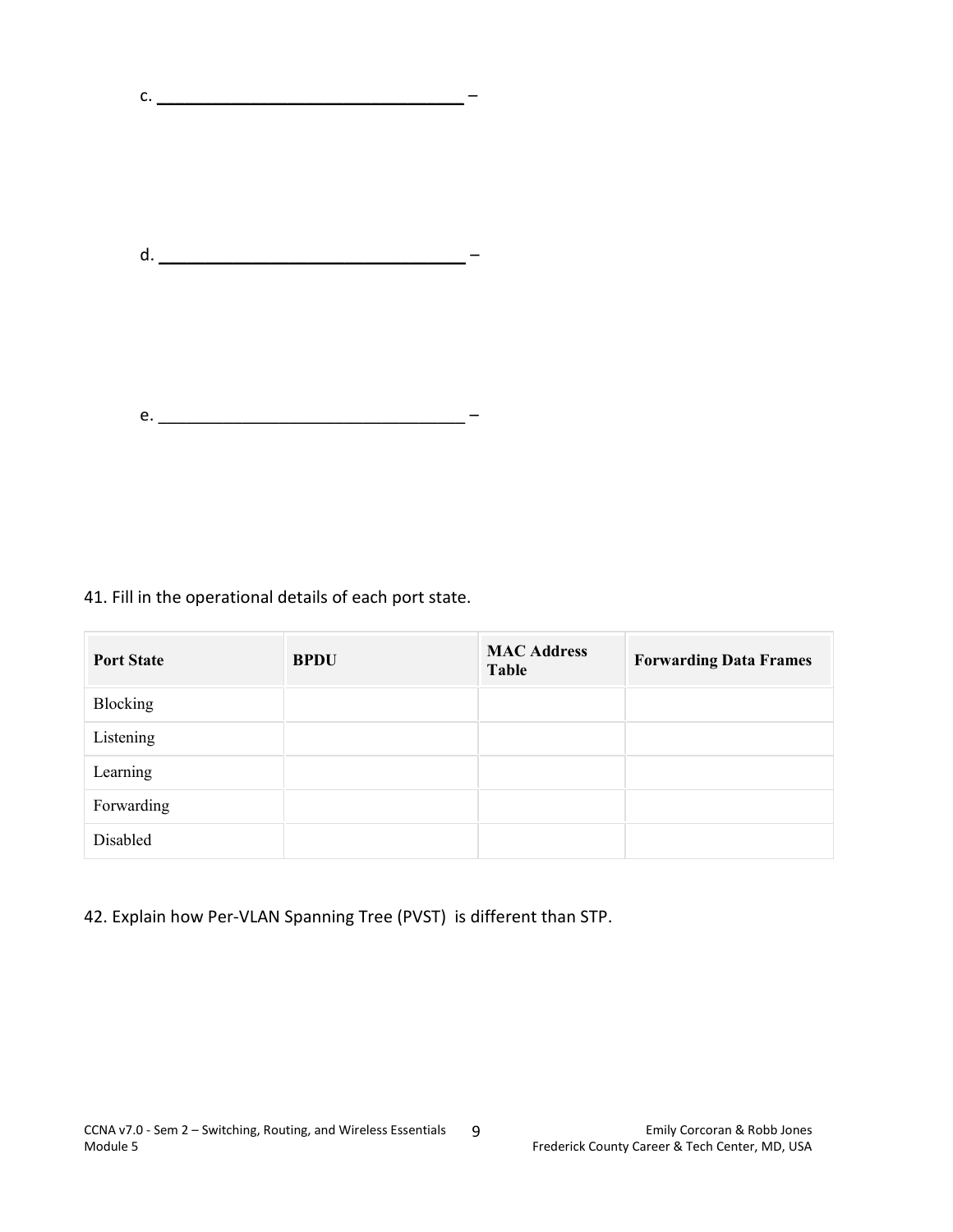c. ________________________________ –

d. ________________________________ –

e. ________________________________ –

41. Fill in the operational details of each port state.

| Port State | BPDU | MAC Address Table | Forwarding Data Frames |
|---|---|---|---|
| Blocking | | | |
| Listening | | | |
| Learning | | | |
| Forwarding | | | |
| Disabled | | | |

42. Explain how Per-VLAN Spanning Tree (PVST) is different than STP.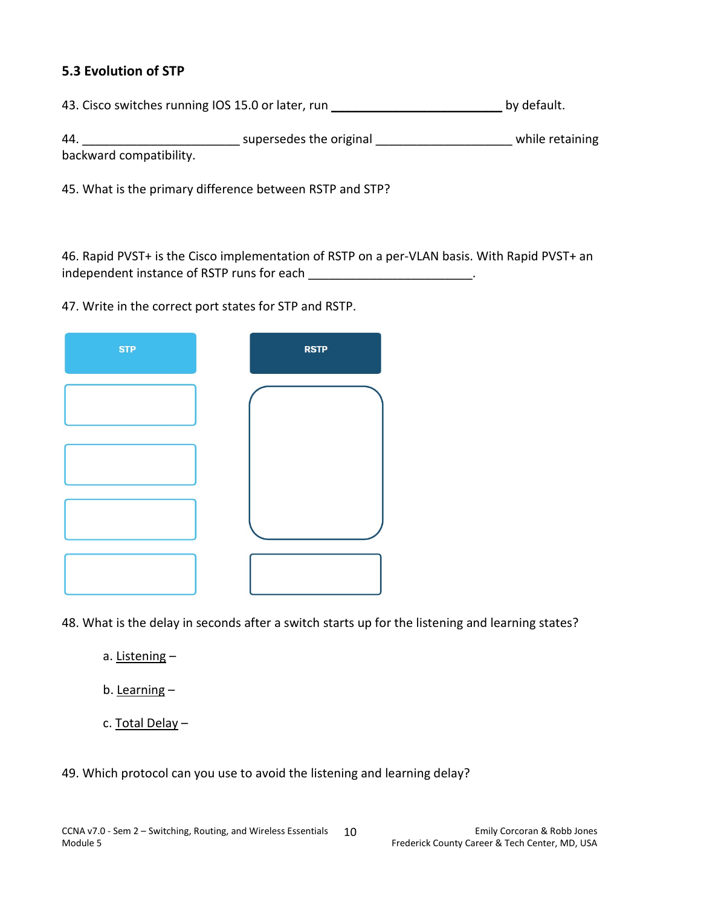### 5.3 Evolution of STP

43. Cisco switches running IOS 15.0 or later, run ________________________ by default.

44. ______________________ supersedes the original ___________________ while retaining backward compatibility.

45. What is the primary difference between RSTP and STP?

46. Rapid PVST+ is the Cisco implementation of RSTP on a per-VLAN basis. With Rapid PVST+ an independent instance of RSTP runs for each ______________________.

47. Write in the correct port states for STP and RSTP.

| STP | RSTP |
| --- | --- |
| | |
| | |
| | |
| | |

48. What is the delay in seconds after a switch starts up for the listening and learning states?

   a. Listening –

   b. Learning –

   c. Total Delay –

49. Which protocol can you use to avoid the listening and learning delay?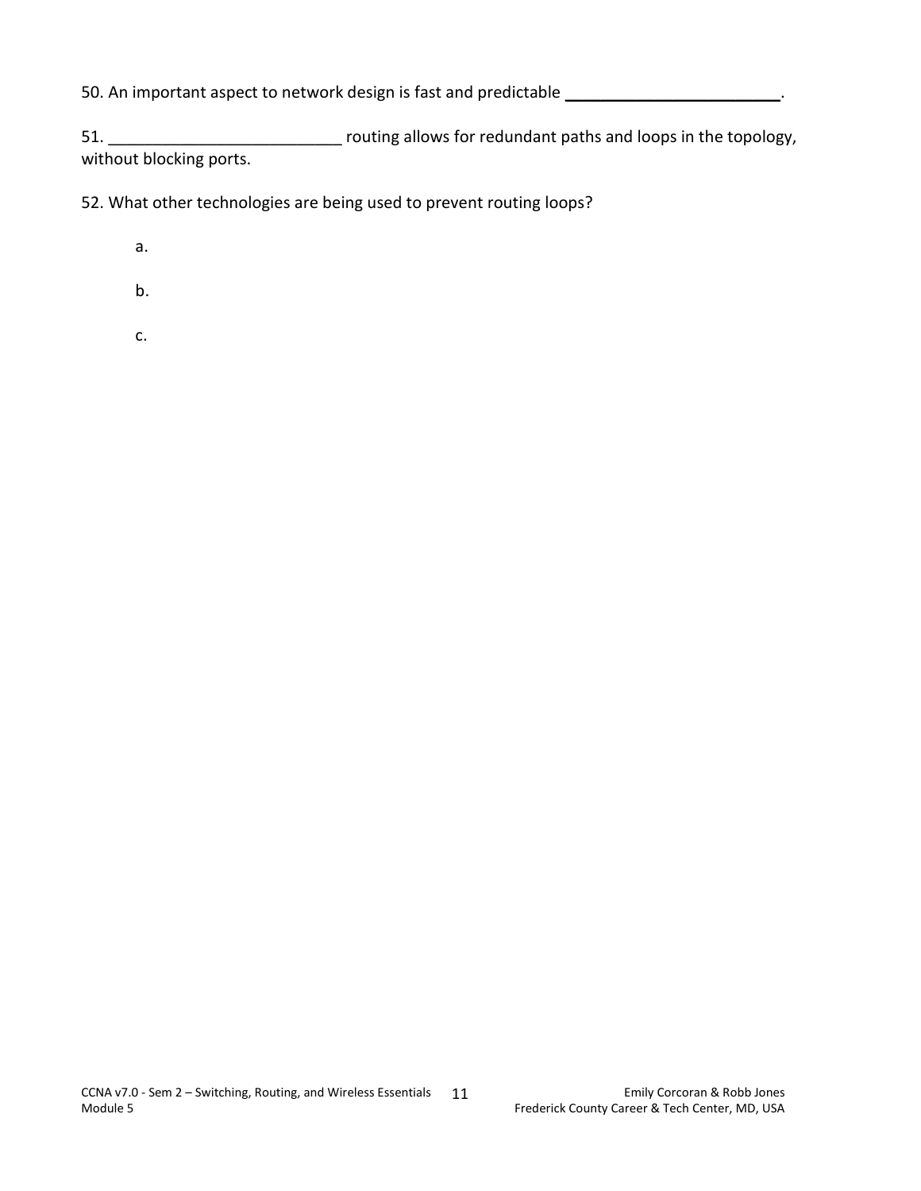50. An important aspect to network design is fast and predictable ________________________.

51. __________________________ routing allows for redundant paths and loops in the topology, without blocking ports.

52. What other technologies are being used to prevent routing loops?

a.

b.

c.